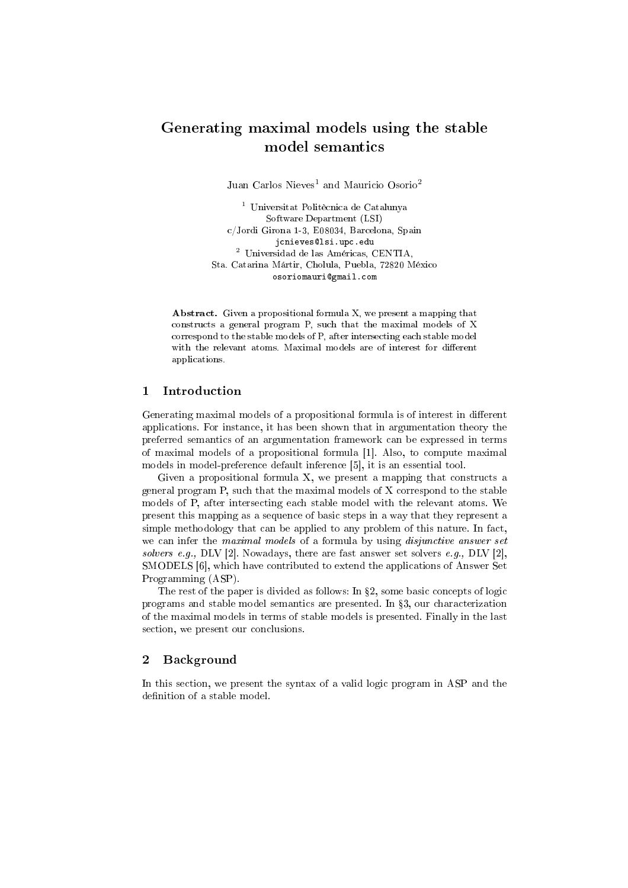# Generating maximal models using the stable model semantics

Juan Carlos Nieves[1] and Mauricio Osorio[2]

[1] Universitat Politècnica de Catalunya
Software Department (LSI)
c/Jordi Girona 1-3, E08034, Barcelona, Spain
jcnieves@lsi.upc.edu

[2] Universidad de las Américas, CENTIA,
Sta. Catarina Mártir, Cholula, Puebla, 72820 México
osoriomauri@gmail.com

**Abstract.** Given a propositional formula X, we present a mapping that constructs a general program P, such that the maximal models of X correspond to the stable models of P, after intersecting each stable model with the relevant atoms. Maximal models are of interest for different applications.

## 1 Introduction

Generating maximal models of a propositional formula is of interest in different applications. For instance, it has been shown that in argumentation theory the preferred semantics of an argumentation framework can be expressed in terms of maximal models of a propositional formula [1]. Also, to compute maximal models in model-preference default inference [5], it is an essential tool.

Given a propositional formula X, we present a mapping that constructs a general program P, such that the maximal models of X correspond to the stable models of P, after intersecting each stable model with the relevant atoms. We present this mapping as a sequence of basic steps in a way that they represent a simple methodology that can be applied to any problem of this nature. In fact, we can infer the *maximal models* of a formula by using *disjunctive answer set solvers e.g.,* DLV [2]. Nowadays, there are fast answer set solvers *e.g.,* DLV [2], SMODELS [6], which have contributed to extend the applications of Answer Set Programming (ASP).

The rest of the paper is divided as follows: In §2, some basic concepts of logic programs and stable model semantics are presented. In §3, our characterization of the maximal models in terms of stable models is presented. Finally in the last section, we present our conclusions.

## 2 Background

In this section, we present the syntax of a valid logic program in ASP and the definition of a stable model.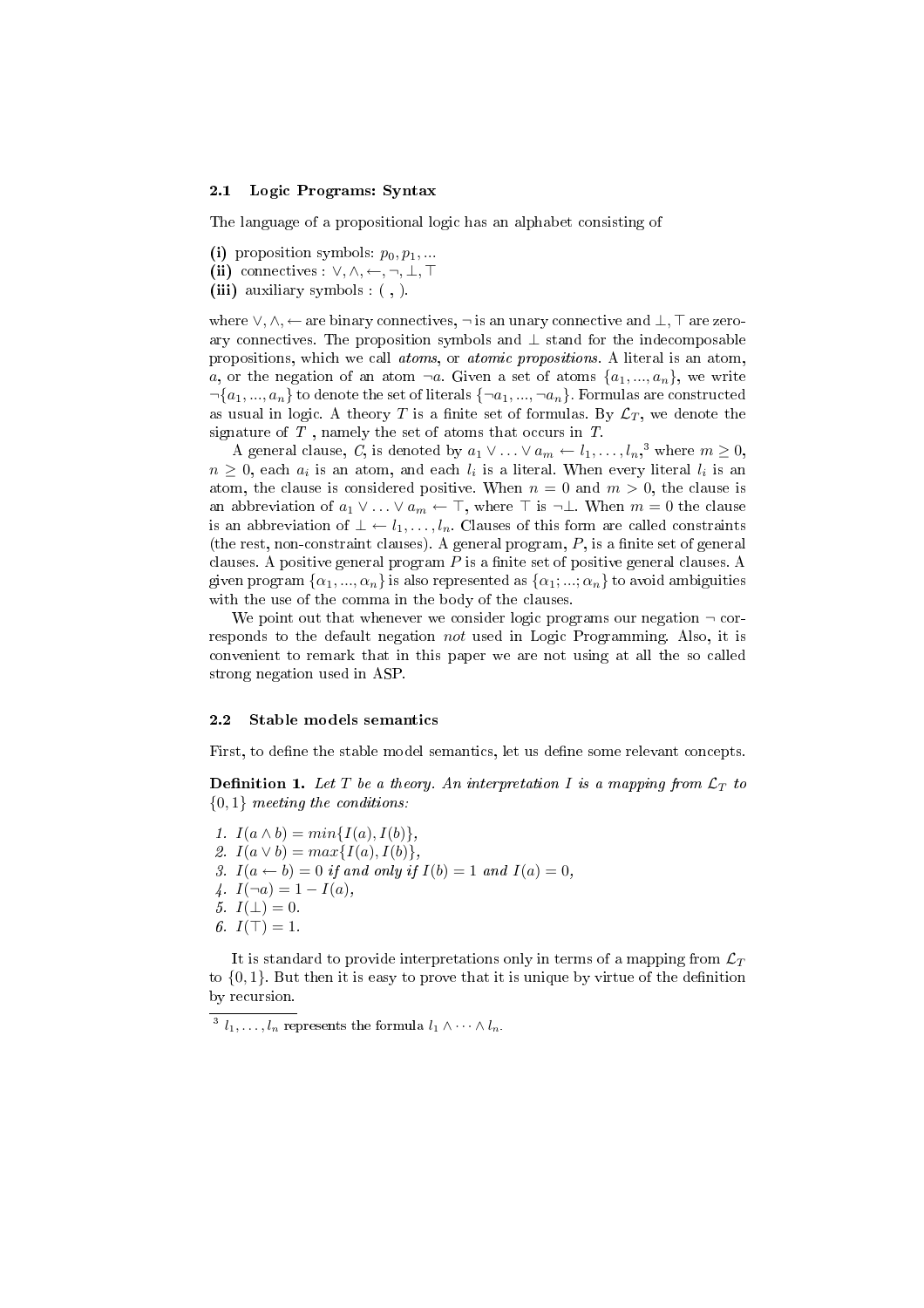### 2.1 Logic Programs: Syntax

The language of a propositional logic has an alphabet consisting of

**(i)** proposition symbols: $p_0, p_1, ...$
**(ii)** connectives : $\vee, \wedge, \leftarrow, \neg, \bot, \top$
**(iii)** auxiliary symbols : ( , ).

where $\vee, \wedge, \leftarrow$ are binary connectives, $\neg$ is an unary connective and $\bot, \top$ are zero-ary connectives. The proposition symbols and $\bot$ stand for the indecomposable propositions, which we call *atoms*, or *atomic propositions*. A literal is an atom, $a$, or the negation of an atom $\neg a$. Given a set of atoms $\{a_1, ..., a_n\}$, we write $\neg\{a_1, ..., a_n\}$ to denote the set of literals $\{\neg a_1, ..., \neg a_n\}$. Formulas are constructed as usual in logic. A theory $T$ is a finite set of formulas. By $\mathcal{L}_T$, we denote the signature of $T$ , namely the set of atoms that occurs in $T$.

A general clause, $C$, is denoted by $a_1 \vee \ldots \vee a_m \leftarrow l_1, \ldots, l_n$,[3] where $m \geq 0$, $n \geq 0$, each $a_i$ is an atom, and each $l_i$ is a literal. When every literal $l_i$ is an atom, the clause is considered positive. When $n = 0$ and $m > 0$, the clause is an abbreviation of $a_1 \vee \ldots \vee a_m \leftarrow \top$, where $\top$ is $\neg\bot$. When $m = 0$ the clause is an abbreviation of $\bot \leftarrow l_1, \ldots, l_n$. Clauses of this form are called constraints (the rest, non-constraint clauses). A general program, $P$, is a finite set of general clauses. A positive general program $P$ is a finite set of positive general clauses. A given program $\{\alpha_1, ..., \alpha_n\}$ is also represented as $\{\alpha_1; ...; \alpha_n\}$ to avoid ambiguities with the use of the comma in the body of the clauses.

We point out that whenever we consider logic programs our negation $\neg$ corresponds to the default negation *not* used in Logic Programming. Also, it is convenient to remark that in this paper we are not using at all the so called strong negation used in ASP.

### 2.2 Stable models semantics

First, to define the stable model semantics, let us define some relevant concepts.

**Definition 1.** *Let $T$ be a theory. An interpretation $I$ is a mapping from $\mathcal{L}_T$ to $\{0, 1\}$ meeting the conditions:*

1. $I(a \wedge b) = min\{I(a), I(b)\}$,
2. $I(a \vee b) = max\{I(a), I(b)\}$,
3. $I(a \leftarrow b) = 0$ *if and only if* $I(b) = 1$ *and* $I(a) = 0$,
4. $I(\neg a) = 1 - I(a)$,
5. $I(\bot) = 0$.
6. $I(\top) = 1$.

It is standard to provide interpretations only in terms of a mapping from $\mathcal{L}_T$ to $\{0, 1\}$. But then it is easy to prove that it is unique by virtue of the definition by recursion.

[3] $l_1, \ldots, l_n$ represents the formula $l_1 \wedge \cdots \wedge l_n$.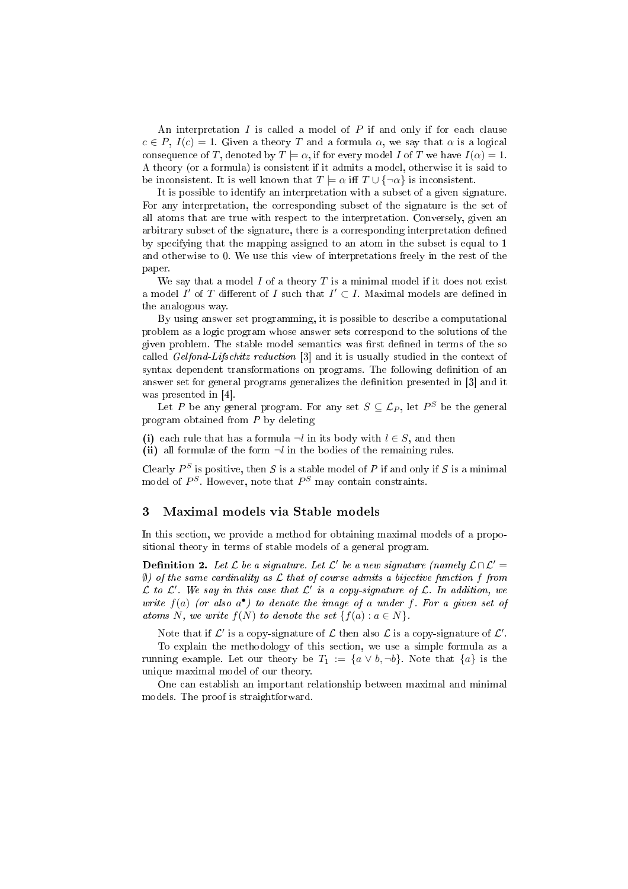An interpretation $I$ is called a model of $P$ if and only if for each clause $c \in P$, $I(c) = 1$. Given a theory $T$ and a formula $\alpha$, we say that $\alpha$ is a logical consequence of $T$, denoted by $T \models \alpha$, if for every model $I$ of $T$ we have $I(\alpha) = 1$. A theory (or a formula) is consistent if it admits a model, otherwise it is said to be inconsistent. It is well known that $T \models \alpha$ iff $T \cup \{\neg\alpha\}$ is inconsistent.

It is possible to identify an interpretation with a subset of a given signature. For any interpretation, the corresponding subset of the signature is the set of all atoms that are true with respect to the interpretation. Conversely, given an arbitrary subset of the signature, there is a corresponding interpretation defined by specifying that the mapping assigned to an atom in the subset is equal to 1 and otherwise to 0. We use this view of interpretations freely in the rest of the paper.

We say that a model $I$ of a theory $T$ is a minimal model if it does not exist a model $I'$ of $T$ different of $I$ such that $I' \subset I$. Maximal models are defined in the analogous way.

By using answer set programming, it is possible to describe a computational problem as a logic program whose answer sets correspond to the solutions of the given problem. The stable model semantics was first defined in terms of the so called *Gelfond-Lifschitz reduction* [3] and it is usually studied in the context of syntax dependent transformations on programs. The following definition of an answer set for general programs generalizes the definition presented in [3] and it was presented in [4].

Let $P$ be any general program. For any set $S \subseteq \mathcal{L}_P$, let $P^S$ be the general program obtained from $P$ by deleting

**(i)** each rule that has a formula $\neg l$ in its body with $l \in S$, and then
**(ii)** all formulæ of the form $\neg l$ in the bodies of the remaining rules.

Clearly $P^S$ is positive, then $S$ is a stable model of $P$ if and only if $S$ is a minimal model of $P^S$. However, note that $P^S$ may contain constraints.

## 3 Maximal models via Stable models

In this section, we provide a method for obtaining maximal models of a propositional theory in terms of stable models of a general program.

**Definition 2.** *Let $\mathcal{L}$ be a signature. Let $\mathcal{L}'$ be a new signature (namely $\mathcal{L} \cap \mathcal{L}' = \emptyset$) of the same cardinality as $\mathcal{L}$ that of course admits a bijective function $f$ from $\mathcal{L}$ to $\mathcal{L}'$. We say in this case that $\mathcal{L}'$ is a copy-signature of $\mathcal{L}$. In addition, we write $f(a)$ (or also $a^\bullet$) to denote the image of $a$ under $f$. For a given set of atoms $N$, we write $f(N)$ to denote the set $\{f(a) : a \in N\}$.*

Note that if $\mathcal{L}'$ is a copy-signature of $\mathcal{L}$ then also $\mathcal{L}$ is a copy-signature of $\mathcal{L}'$.

To explain the methodology of this section, we use a simple formula as a running example. Let our theory be $T_1 := \{a \vee b, \neg b\}$. Note that $\{a\}$ is the unique maximal model of our theory.

One can establish an important relationship between maximal and minimal models. The proof is straightforward.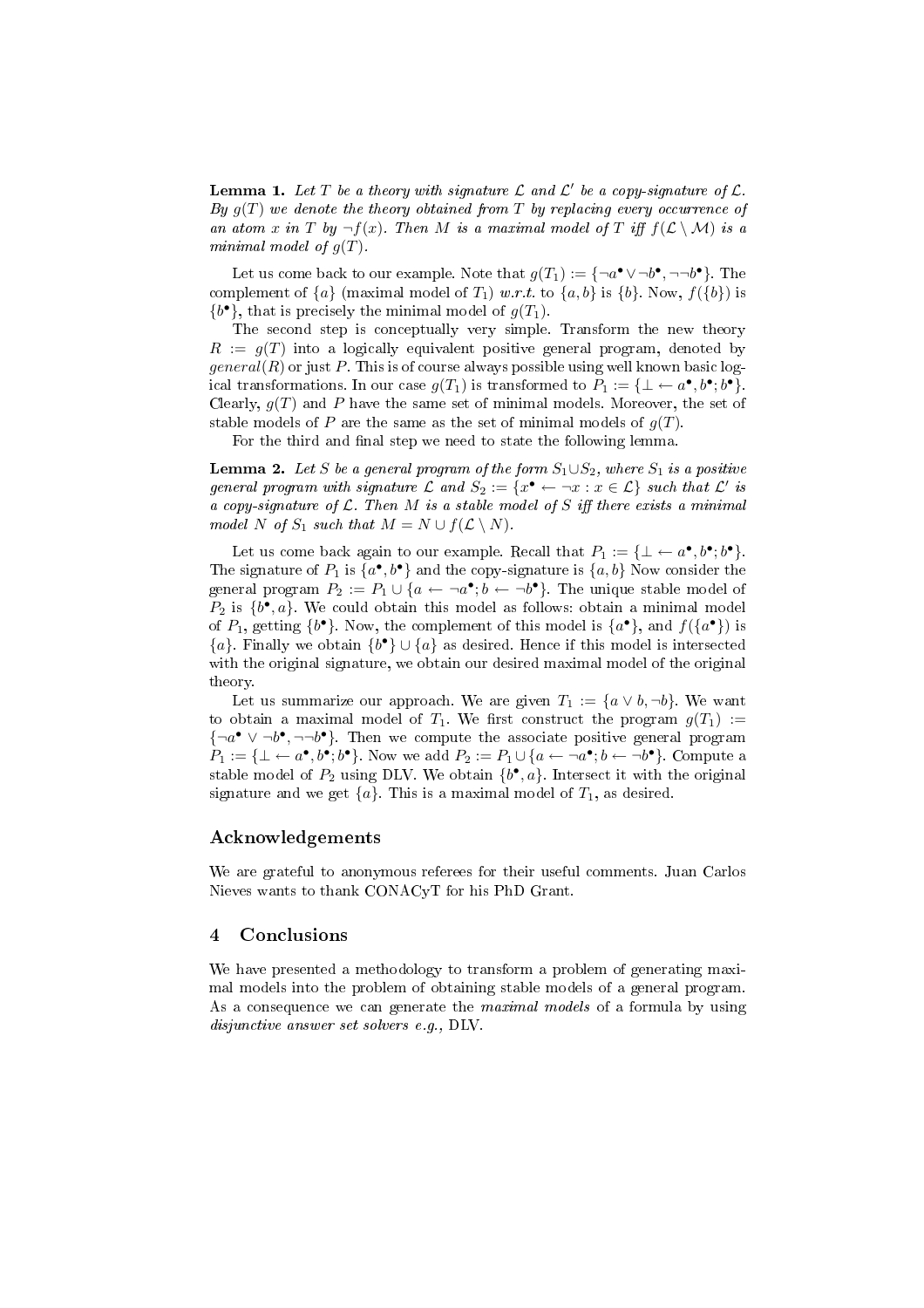**Lemma 1.** *Let $T$ be a theory with signature $\mathcal{L}$ and $\mathcal{L}'$ be a copy-signature of $\mathcal{L}$. By $g(T)$ we denote the theory obtained from $T$ by replacing every occurrence of an atom $x$ in $T$ by $\neg f(x)$. Then $M$ is a maximal model of $T$ iff $f(\mathcal{L} \setminus \mathcal{M})$ is a minimal model of $g(T)$.*

Let us come back to our example. Note that $g(T_1) := \{\neg a^\bullet \vee \neg b^\bullet, \neg\neg b^\bullet\}$. The complement of $\{a\}$ (maximal model of $T_1$) *w.r.t.* to $\{a, b\}$ is $\{b\}$. Now, $f(\{b\})$ is $\{b^\bullet\}$, that is precisely the minimal model of $g(T_1)$.

The second step is conceptually very simple. Transform the new theory $R := g(T)$ into a logically equivalent positive general program, denoted by $general(R)$ or just $P$. This is of course always possible using well known basic logical transformations. In our case $g(T_1)$ is transformed to $P_1 := \{\bot \leftarrow a^\bullet, b^\bullet; b^\bullet\}$. Clearly, $g(T)$ and $P$ have the same set of minimal models. Moreover, the set of stable models of $P$ are the same as the set of minimal models of $g(T)$.

For the third and final step we need to state the following lemma.

**Lemma 2.** *Let $S$ be a general program of the form $S_1 \cup S_2$, where $S_1$ is a positive general program with signature $\mathcal{L}$ and $S_2 := \{x^\bullet \leftarrow \neg x : x \in \mathcal{L}\}$ such that $\mathcal{L}'$ is a copy-signature of $\mathcal{L}$. Then $M$ is a stable model of $S$ iff there exists a minimal model $N$ of $S_1$ such that $M = N \cup f(\mathcal{L} \setminus N)$.*

Let us come back again to our example. Recall that $P_1 := \{\bot \leftarrow a^\bullet, b^\bullet; b^\bullet\}$. The signature of $P_1$ is $\{a^\bullet, b^\bullet\}$ and the copy-signature is $\{a, b\}$ Now consider the general program $P_2 := P_1 \cup \{a \leftarrow \neg a^\bullet; b \leftarrow \neg b^\bullet\}$. The unique stable model of $P_2$ is $\{b^\bullet, a\}$. We could obtain this model as follows: obtain a minimal model of $P_1$, getting $\{b^\bullet\}$. Now, the complement of this model is $\{a^\bullet\}$, and $f(\{a^\bullet\})$ is $\{a\}$. Finally we obtain $\{b^\bullet\} \cup \{a\}$ as desired. Hence if this model is intersected with the original signature, we obtain our desired maximal model of the original theory.

Let us summarize our approach. We are given $T_1 := \{a \vee b, \neg b\}$. We want to obtain a maximal model of $T_1$. We first construct the program $g(T_1) := \{\neg a^\bullet \vee \neg b^\bullet, \neg\neg b^\bullet\}$. Then we compute the associate positive general program $P_1 := \{\bot \leftarrow a^\bullet, b^\bullet; b^\bullet\}$. Now we add $P_2 := P_1 \cup \{a \leftarrow \neg a^\bullet; b \leftarrow \neg b^\bullet\}$. Compute a stable model of $P_2$ using DLV. We obtain $\{b^\bullet, a\}$. Intersect it with the original signature and we get $\{a\}$. This is a maximal model of $T_1$, as desired.

## Acknowledgements

We are grateful to anonymous referees for their useful comments. Juan Carlos Nieves wants to thank CONACyT for his PhD Grant.

## 4 Conclusions

We have presented a methodology to transform a problem of generating maximal models into the problem of obtaining stable models of a general program. As a consequence we can generate the *maximal models* of a formula by using *disjunctive answer set solvers e.g.,* DLV.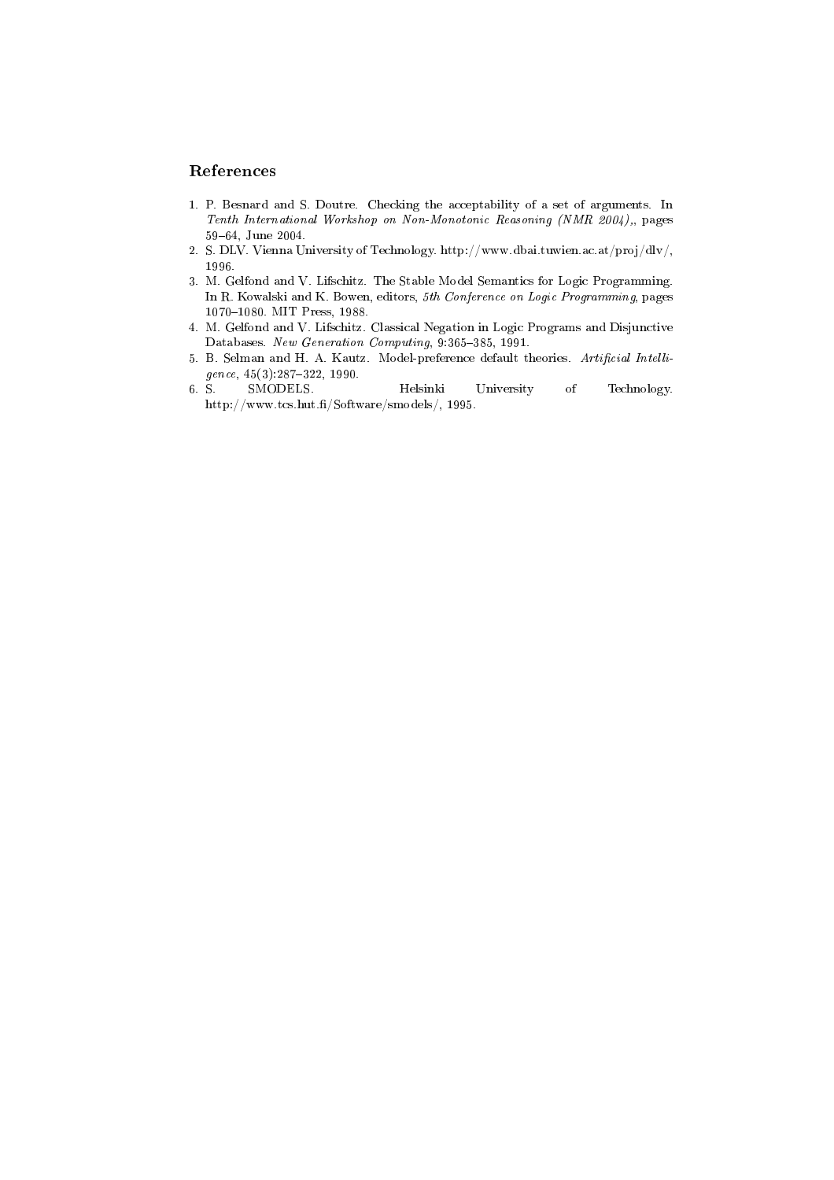## References

1. P. Besnard and S. Doutre. Checking the acceptability of a set of arguments. In *Tenth International Workshop on Non-Monotonic Reasoning (NMR 2004),*, pages 59–64, June 2004.
2. S. DLV. Vienna University of Technology. http://www.dbai.tuwien.ac.at/proj/dlv/, 1996.
3. M. Gelfond and V. Lifschitz. The Stable Model Semantics for Logic Programming. In R. Kowalski and K. Bowen, editors, *5th Conference on Logic Programming*, pages 1070–1080. MIT Press, 1988.
4. M. Gelfond and V. Lifschitz. Classical Negation in Logic Programs and Disjunctive Databases. *New Generation Computing*, 9:365–385, 1991.
5. B. Selman and H. A. Kautz. Model-preference default theories. *Artificial Intelligence*, 45(3):287–322, 1990.
6. S. SMODELS. Helsinki University of Technology. http://www.tcs.hut.fi/Software/smodels/, 1995.